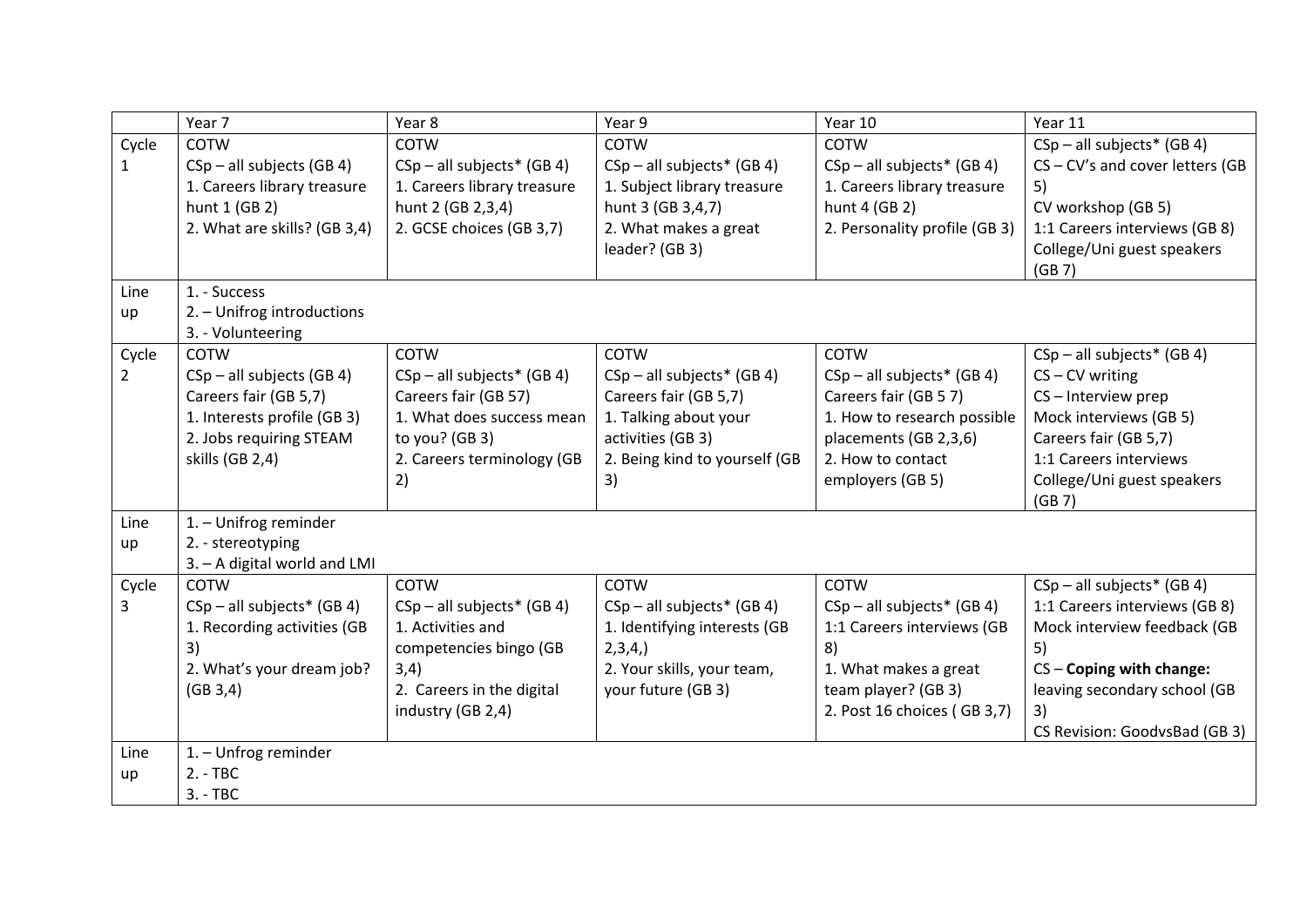| | Year 7 | Year 8 | Year 9 | Year 10 | Year 11 |
|---|---|---|---|---|---|
| Cycle 1 | COTW<br>CSp – all subjects (GB 4)<br>1. Careers library treasure hunt 1 (GB 2)<br>2. What are skills? (GB 3,4) | COTW<br>CSp – all subjects* (GB 4)<br>1. Careers library treasure hunt 2 (GB 2,3,4)<br>2. GCSE choices (GB 3,7) | COTW<br>CSp – all subjects* (GB 4)<br>1. Subject library treasure hunt 3 (GB 3,4,7)<br>2. What makes a great leader? (GB 3) | COTW<br>CSp – all subjects* (GB 4)<br>1. Careers library treasure hunt 4 (GB 2)<br>2. Personality profile (GB 3) | CSp – all subjects* (GB 4)<br>CS – CV's and cover letters (GB 5)<br>CV workshop (GB 5)<br>1:1 Careers interviews (GB 8)<br>College/Uni guest speakers (GB 7) |
| Line up | 1. - Success<br>2. – Unifrog introductions<br>3. - Volunteering | | | | |
| Cycle 2 | COTW<br>CSp – all subjects (GB 4)<br>Careers fair (GB 5,7)<br>1. Interests profile (GB 3)<br>2. Jobs requiring STEAM skills (GB 2,4) | COTW<br>CSp – all subjects* (GB 4)<br>Careers fair (GB 57)<br>1. What does success mean to you? (GB 3)<br>2. Careers terminology (GB 2) | COTW<br>CSp – all subjects* (GB 4)<br>Careers fair (GB 5,7)<br>1. Talking about your activities (GB 3)<br>2. Being kind to yourself (GB 3) | COTW<br>CSp – all subjects* (GB 4)<br>Careers fair (GB 5 7)<br>1. How to research possible placements (GB 2,3,6)<br>2. How to contact employers (GB 5) | CSp – all subjects* (GB 4)<br>CS – CV writing<br>CS – Interview prep<br>Mock interviews (GB 5)<br>Careers fair (GB 5,7)<br>1:1 Careers interviews<br>College/Uni guest speakers (GB 7) |
| Line up | 1. – Unifrog reminder<br>2. - stereotyping<br>3. – A digital world and LMI | | | | |
| Cycle 3 | COTW<br>CSp – all subjects* (GB 4)<br>1. Recording activities (GB 3)<br>2. What's your dream job? (GB 3,4) | COTW<br>CSp – all subjects* (GB 4)<br>1. Activities and competencies bingo (GB 3,4)<br>2. Careers in the digital industry (GB 2,4) | COTW<br>CSp – all subjects* (GB 4)<br>1. Identifying interests (GB 2,3,4,)<br>2. Your skills, your team, your future (GB 3) | COTW<br>CSp – all subjects* (GB 4)<br>1:1 Careers interviews (GB 8)<br>1. What makes a great team player? (GB 3)<br>2. Post 16 choices ( GB 3,7) | CSp – all subjects* (GB 4)<br>1:1 Careers interviews (GB 8)<br>Mock interview feedback (GB 5)<br>CS – **Coping with change:** leaving secondary school (GB 3)<br>CS Revision: GoodvsBad (GB 3) |
| Line up | 1. – Unfrog reminder<br>2. - TBC<br>3. - TBC | | | | |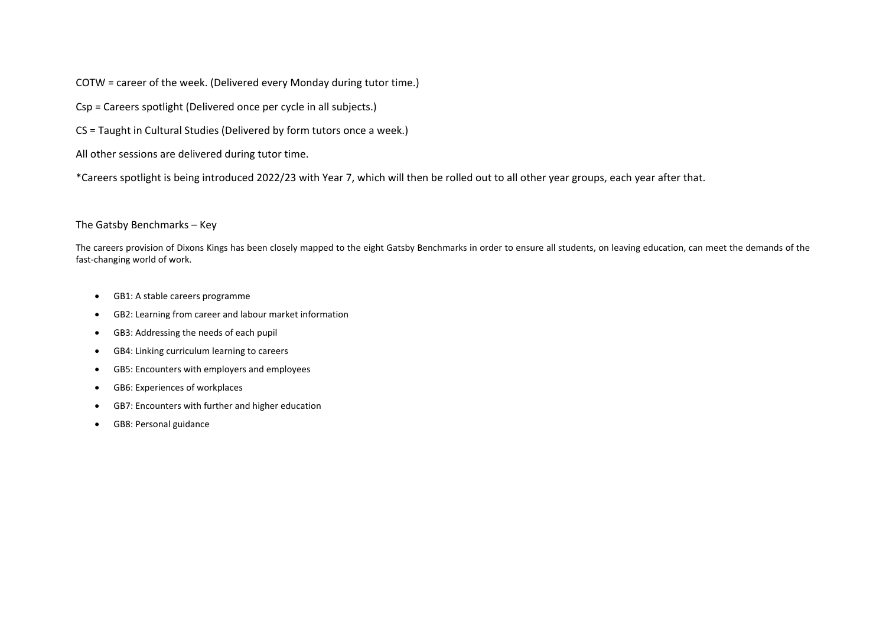COTW = career of the week. (Delivered every Monday during tutor time.)

Csp = Careers spotlight (Delivered once per cycle in all subjects.)

CS = Taught in Cultural Studies (Delivered by form tutors once a week.)

All other sessions are delivered during tutor time.

*Careers spotlight is being introduced 2022/23 with Year 7, which will then be rolled out to all other year groups, each year after that.

## The Gatsby Benchmarks – Key

The careers provision of Dixons Kings has been closely mapped to the eight Gatsby Benchmarks in order to ensure all students, on leaving education, can meet the demands of the fast-changing world of work.

- GB1: A stable careers programme
- GB2: Learning from career and labour market information
- GB3: Addressing the needs of each pupil
- GB4: Linking curriculum learning to careers
- GB5: Encounters with employers and employees
- GB6: Experiences of workplaces
- GB7: Encounters with further and higher education
- GB8: Personal guidance